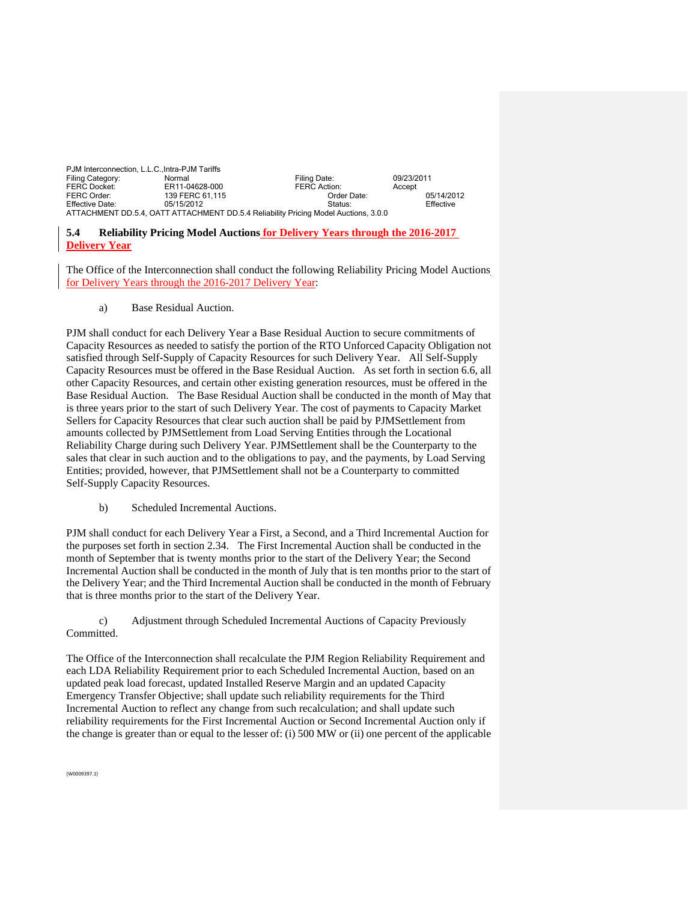PJM Interconnection, L.L.C.,Intra-PJM Tariffs
Filing Category: Normal Filing Date: 09/23/2011
FERC Docket: ER11-04628-000 FERC Action: Accept
FERC Order: 139 FERC 61,115 Order Date: 05/14/2012
Effective Date: 05/15/2012 Status: Effective
ATTACHMENT DD.5.4, OATT ATTACHMENT DD.5.4 Reliability Pricing Model Auctions, 3.0.0

## 5.4 Reliability Pricing Model Auctions for Delivery Years through the 2016-2017 Delivery Year

The Office of the Interconnection shall conduct the following Reliability Pricing Model Auctions for Delivery Years through the 2016-2017 Delivery Year:

a) Base Residual Auction.

PJM shall conduct for each Delivery Year a Base Residual Auction to secure commitments of Capacity Resources as needed to satisfy the portion of the RTO Unforced Capacity Obligation not satisfied through Self-Supply of Capacity Resources for such Delivery Year. All Self-Supply Capacity Resources must be offered in the Base Residual Auction. As set forth in section 6.6, all other Capacity Resources, and certain other existing generation resources, must be offered in the Base Residual Auction. The Base Residual Auction shall be conducted in the month of May that is three years prior to the start of such Delivery Year. The cost of payments to Capacity Market Sellers for Capacity Resources that clear such auction shall be paid by PJMSettlement from amounts collected by PJMSettlement from Load Serving Entities through the Locational Reliability Charge during such Delivery Year. PJMSettlement shall be the Counterparty to the sales that clear in such auction and to the obligations to pay, and the payments, by Load Serving Entities; provided, however, that PJMSettlement shall not be a Counterparty to committed Self-Supply Capacity Resources.

b) Scheduled Incremental Auctions.

PJM shall conduct for each Delivery Year a First, a Second, and a Third Incremental Auction for the purposes set forth in section 2.34. The First Incremental Auction shall be conducted in the month of September that is twenty months prior to the start of the Delivery Year; the Second Incremental Auction shall be conducted in the month of July that is ten months prior to the start of the Delivery Year; and the Third Incremental Auction shall be conducted in the month of February that is three months prior to the start of the Delivery Year.

c) Adjustment through Scheduled Incremental Auctions of Capacity Previously Committed.

The Office of the Interconnection shall recalculate the PJM Region Reliability Requirement and each LDA Reliability Requirement prior to each Scheduled Incremental Auction, based on an updated peak load forecast, updated Installed Reserve Margin and an updated Capacity Emergency Transfer Objective; shall update such reliability requirements for the Third Incremental Auction to reflect any change from such recalculation; and shall update such reliability requirements for the First Incremental Auction or Second Incremental Auction only if the change is greater than or equal to the lesser of: (i) 500 MW or (ii) one percent of the applicable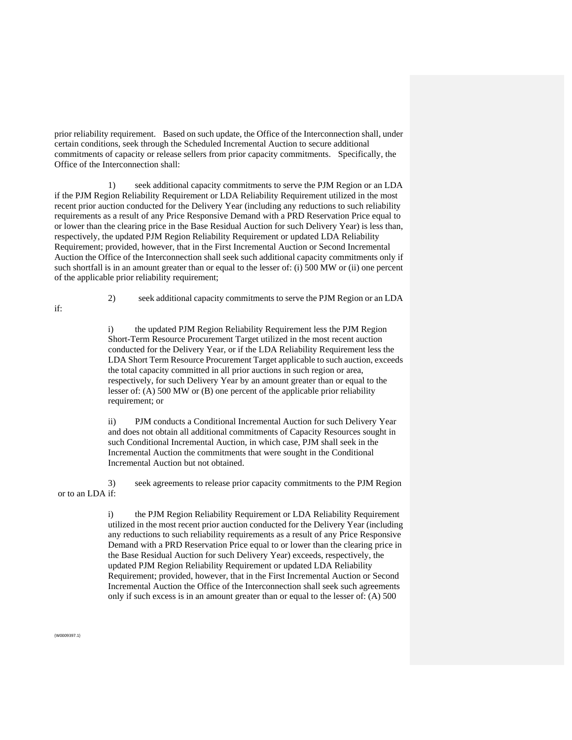prior reliability requirement. Based on such update, the Office of the Interconnection shall, under certain conditions, seek through the Scheduled Incremental Auction to secure additional commitments of capacity or release sellers from prior capacity commitments. Specifically, the Office of the Interconnection shall:

1) seek additional capacity commitments to serve the PJM Region or an LDA if the PJM Region Reliability Requirement or LDA Reliability Requirement utilized in the most recent prior auction conducted for the Delivery Year (including any reductions to such reliability requirements as a result of any Price Responsive Demand with a PRD Reservation Price equal to or lower than the clearing price in the Base Residual Auction for such Delivery Year) is less than, respectively, the updated PJM Region Reliability Requirement or updated LDA Reliability Requirement; provided, however, that in the First Incremental Auction or Second Incremental Auction the Office of the Interconnection shall seek such additional capacity commitments only if such shortfall is in an amount greater than or equal to the lesser of: (i) 500 MW or (ii) one percent of the applicable prior reliability requirement;

2) seek additional capacity commitments to serve the PJM Region or an LDA if:

i) the updated PJM Region Reliability Requirement less the PJM Region Short-Term Resource Procurement Target utilized in the most recent auction conducted for the Delivery Year, or if the LDA Reliability Requirement less the LDA Short Term Resource Procurement Target applicable to such auction, exceeds the total capacity committed in all prior auctions in such region or area, respectively, for such Delivery Year by an amount greater than or equal to the lesser of: (A) 500 MW or (B) one percent of the applicable prior reliability requirement; or

ii) PJM conducts a Conditional Incremental Auction for such Delivery Year and does not obtain all additional commitments of Capacity Resources sought in such Conditional Incremental Auction, in which case, PJM shall seek in the Incremental Auction the commitments that were sought in the Conditional Incremental Auction but not obtained.

3) seek agreements to release prior capacity commitments to the PJM Region or to an LDA if:

i) the PJM Region Reliability Requirement or LDA Reliability Requirement utilized in the most recent prior auction conducted for the Delivery Year (including any reductions to such reliability requirements as a result of any Price Responsive Demand with a PRD Reservation Price equal to or lower than the clearing price in the Base Residual Auction for such Delivery Year) exceeds, respectively, the updated PJM Region Reliability Requirement or updated LDA Reliability Requirement; provided, however, that in the First Incremental Auction or Second Incremental Auction the Office of the Interconnection shall seek such agreements only if such excess is in an amount greater than or equal to the lesser of: (A) 500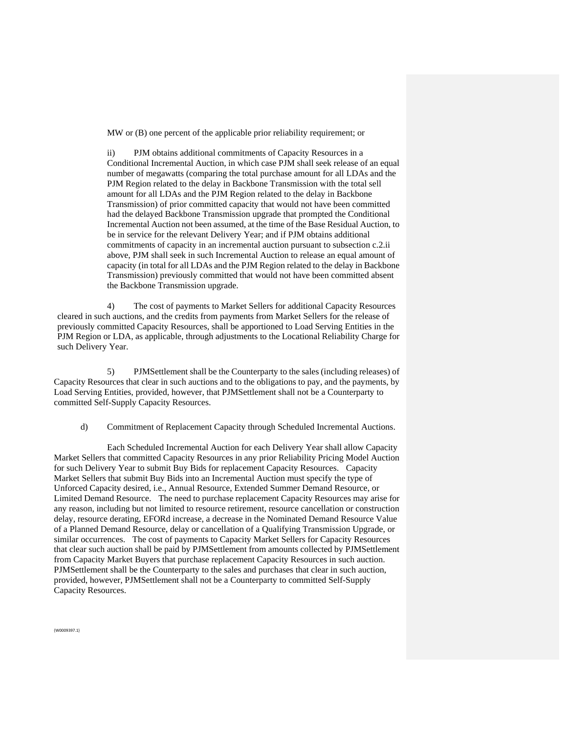MW or (B) one percent of the applicable prior reliability requirement; or

ii) PJM obtains additional commitments of Capacity Resources in a Conditional Incremental Auction, in which case PJM shall seek release of an equal number of megawatts (comparing the total purchase amount for all LDAs and the PJM Region related to the delay in Backbone Transmission with the total sell amount for all LDAs and the PJM Region related to the delay in Backbone Transmission) of prior committed capacity that would not have been committed had the delayed Backbone Transmission upgrade that prompted the Conditional Incremental Auction not been assumed, at the time of the Base Residual Auction, to be in service for the relevant Delivery Year; and if PJM obtains additional commitments of capacity in an incremental auction pursuant to subsection c.2.ii above, PJM shall seek in such Incremental Auction to release an equal amount of capacity (in total for all LDAs and the PJM Region related to the delay in Backbone Transmission) previously committed that would not have been committed absent the Backbone Transmission upgrade.

4) The cost of payments to Market Sellers for additional Capacity Resources cleared in such auctions, and the credits from payments from Market Sellers for the release of previously committed Capacity Resources, shall be apportioned to Load Serving Entities in the PJM Region or LDA, as applicable, through adjustments to the Locational Reliability Charge for such Delivery Year.

5) PJMSettlement shall be the Counterparty to the sales (including releases) of Capacity Resources that clear in such auctions and to the obligations to pay, and the payments, by Load Serving Entities, provided, however, that PJMSettlement shall not be a Counterparty to committed Self-Supply Capacity Resources.

d) Commitment of Replacement Capacity through Scheduled Incremental Auctions.

Each Scheduled Incremental Auction for each Delivery Year shall allow Capacity Market Sellers that committed Capacity Resources in any prior Reliability Pricing Model Auction for such Delivery Year to submit Buy Bids for replacement Capacity Resources. Capacity Market Sellers that submit Buy Bids into an Incremental Auction must specify the type of Unforced Capacity desired, i.e., Annual Resource, Extended Summer Demand Resource, or Limited Demand Resource. The need to purchase replacement Capacity Resources may arise for any reason, including but not limited to resource retirement, resource cancellation or construction delay, resource derating, EFORd increase, a decrease in the Nominated Demand Resource Value of a Planned Demand Resource, delay or cancellation of a Qualifying Transmission Upgrade, or similar occurrences. The cost of payments to Capacity Market Sellers for Capacity Resources that clear such auction shall be paid by PJMSettlement from amounts collected by PJMSettlement from Capacity Market Buyers that purchase replacement Capacity Resources in such auction. PJMSettlement shall be the Counterparty to the sales and purchases that clear in such auction, provided, however, PJMSettlement shall not be a Counterparty to committed Self-Supply Capacity Resources.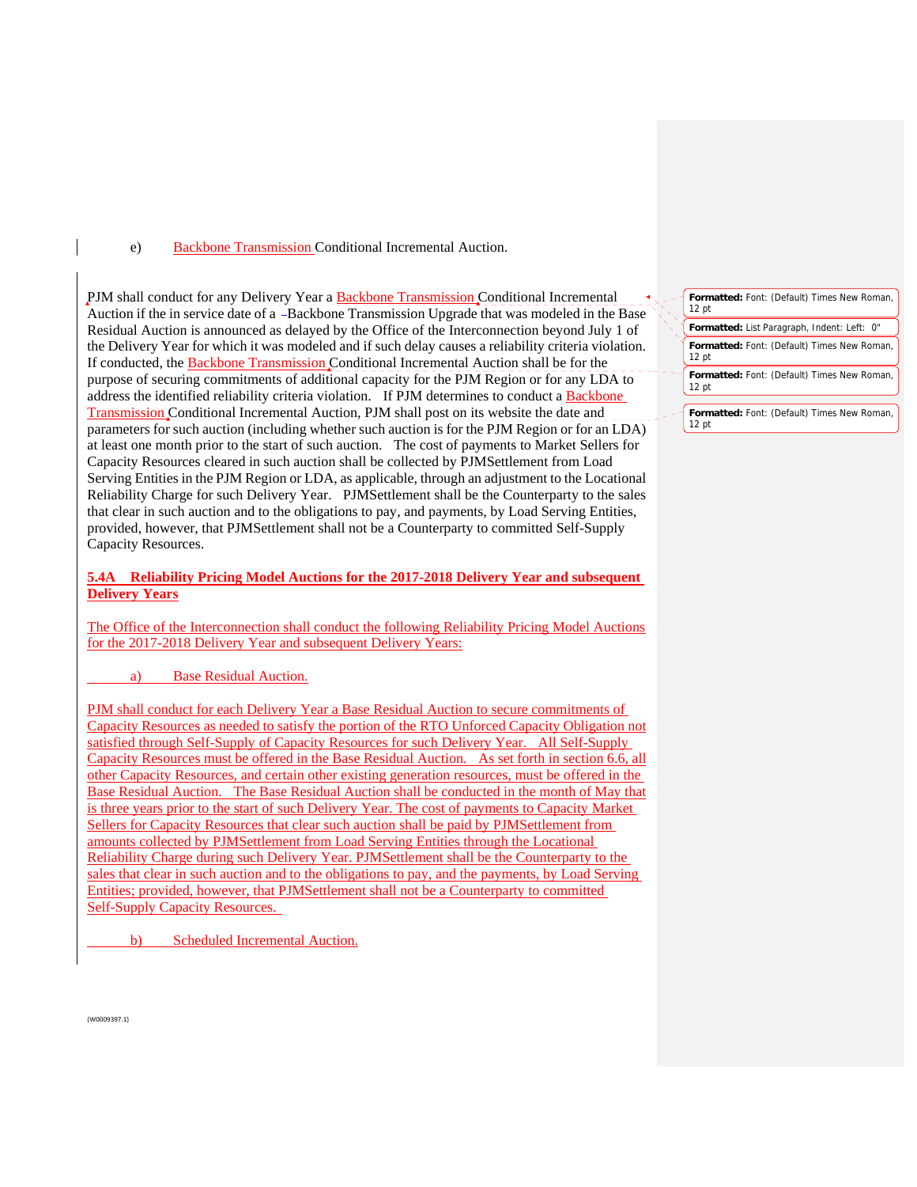e) Backbone Transmission Conditional Incremental Auction.

PJM shall conduct for any Delivery Year a Backbone Transmission Conditional Incremental Auction if the in service date of a Backbone Transmission Upgrade that was modeled in the Base Residual Auction is announced as delayed by the Office of the Interconnection beyond July 1 of the Delivery Year for which it was modeled and if such delay causes a reliability criteria violation. If conducted, the Backbone Transmission Conditional Incremental Auction shall be for the purpose of securing commitments of additional capacity for the PJM Region or for any LDA to address the identified reliability criteria violation. If PJM determines to conduct a Backbone Transmission Conditional Incremental Auction, PJM shall post on its website the date and parameters for such auction (including whether such auction is for the PJM Region or for an LDA) at least one month prior to the start of such auction. The cost of payments to Market Sellers for Capacity Resources cleared in such auction shall be collected by PJMSettlement from Load Serving Entities in the PJM Region or LDA, as applicable, through an adjustment to the Locational Reliability Charge for such Delivery Year. PJMSettlement shall be the Counterparty to the sales that clear in such auction and to the obligations to pay, and payments, by Load Serving Entities, provided, however, that PJMSettlement shall not be a Counterparty to committed Self-Supply Capacity Resources.

**5.4A Reliability Pricing Model Auctions for the 2017-2018 Delivery Year and subsequent Delivery Years**

The Office of the Interconnection shall conduct the following Reliability Pricing Model Auctions for the 2017-2018 Delivery Year and subsequent Delivery Years:

a) Base Residual Auction.

PJM shall conduct for each Delivery Year a Base Residual Auction to secure commitments of Capacity Resources as needed to satisfy the portion of the RTO Unforced Capacity Obligation not satisfied through Self-Supply of Capacity Resources for such Delivery Year. All Self-Supply Capacity Resources must be offered in the Base Residual Auction. As set forth in section 6.6, all other Capacity Resources, and certain other existing generation resources, must be offered in the Base Residual Auction. The Base Residual Auction shall be conducted in the month of May that is three years prior to the start of such Delivery Year. The cost of payments to Capacity Market Sellers for Capacity Resources that clear such auction shall be paid by PJMSettlement from amounts collected by PJMSettlement from Load Serving Entities through the Locational Reliability Charge during such Delivery Year. PJMSettlement shall be the Counterparty to the sales that clear in such auction and to the obligations to pay, and the payments, by Load Serving Entities; provided, however, that PJMSettlement shall not be a Counterparty to committed Self-Supply Capacity Resources.

b) Scheduled Incremental Auction.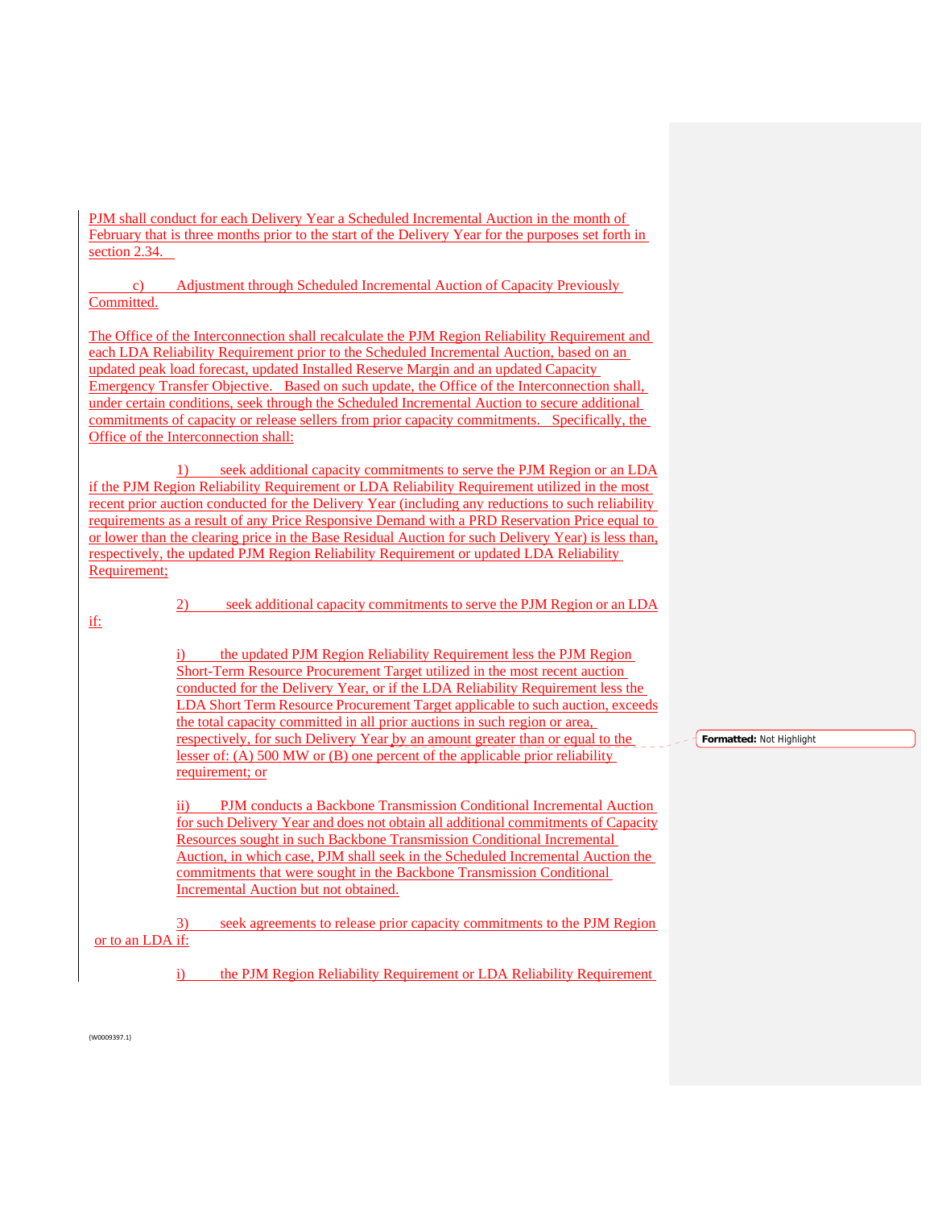PJM shall conduct for each Delivery Year a Scheduled Incremental Auction in the month of February that is three months prior to the start of the Delivery Year for the purposes set forth in section 2.34.

c) Adjustment through Scheduled Incremental Auction of Capacity Previously Committed.

The Office of the Interconnection shall recalculate the PJM Region Reliability Requirement and each LDA Reliability Requirement prior to the Scheduled Incremental Auction, based on an updated peak load forecast, updated Installed Reserve Margin and an updated Capacity Emergency Transfer Objective. Based on such update, the Office of the Interconnection shall, under certain conditions, seek through the Scheduled Incremental Auction to secure additional commitments of capacity or release sellers from prior capacity commitments. Specifically, the Office of the Interconnection shall:

1) seek additional capacity commitments to serve the PJM Region or an LDA if the PJM Region Reliability Requirement or LDA Reliability Requirement utilized in the most recent prior auction conducted for the Delivery Year (including any reductions to such reliability requirements as a result of any Price Responsive Demand with a PRD Reservation Price equal to or lower than the clearing price in the Base Residual Auction for such Delivery Year) is less than, respectively, the updated PJM Region Reliability Requirement or updated LDA Reliability Requirement;

2) seek additional capacity commitments to serve the PJM Region or an LDA if:

i) the updated PJM Region Reliability Requirement less the PJM Region Short-Term Resource Procurement Target utilized in the most recent auction conducted for the Delivery Year, or if the LDA Reliability Requirement less the LDA Short Term Resource Procurement Target applicable to such auction, exceeds the total capacity committed in all prior auctions in such region or area, respectively, for such Delivery Year by an amount greater than or equal to the lesser of: (A) 500 MW or (B) one percent of the applicable prior reliability requirement; or

ii) PJM conducts a Backbone Transmission Conditional Incremental Auction for such Delivery Year and does not obtain all additional commitments of Capacity Resources sought in such Backbone Transmission Conditional Incremental Auction, in which case, PJM shall seek in the Scheduled Incremental Auction the commitments that were sought in the Backbone Transmission Conditional Incremental Auction but not obtained.

3) seek agreements to release prior capacity commitments to the PJM Region or to an LDA if:

i) the PJM Region Reliability Requirement or LDA Reliability Requirement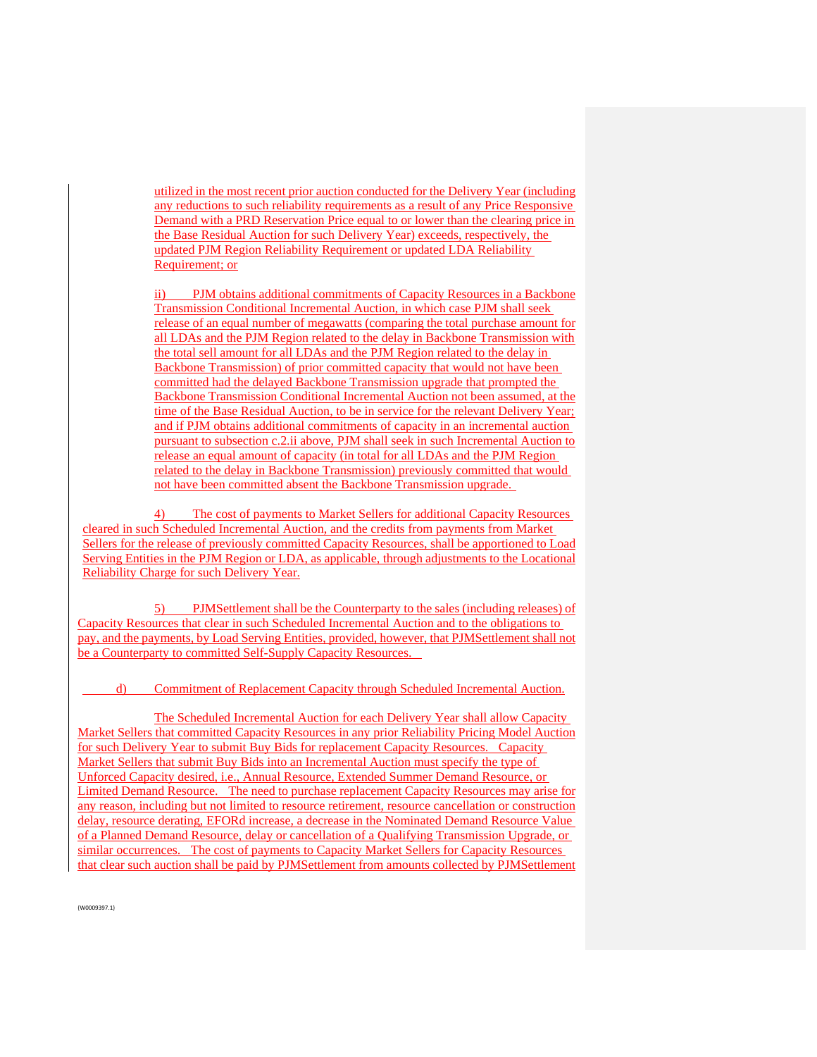utilized in the most recent prior auction conducted for the Delivery Year (including any reductions to such reliability requirements as a result of any Price Responsive Demand with a PRD Reservation Price equal to or lower than the clearing price in the Base Residual Auction for such Delivery Year) exceeds, respectively, the updated PJM Region Reliability Requirement or updated LDA Reliability Requirement; or

ii) PJM obtains additional commitments of Capacity Resources in a Backbone Transmission Conditional Incremental Auction, in which case PJM shall seek release of an equal number of megawatts (comparing the total purchase amount for all LDAs and the PJM Region related to the delay in Backbone Transmission with the total sell amount for all LDAs and the PJM Region related to the delay in Backbone Transmission) of prior committed capacity that would not have been committed had the delayed Backbone Transmission upgrade that prompted the Backbone Transmission Conditional Incremental Auction not been assumed, at the time of the Base Residual Auction, to be in service for the relevant Delivery Year; and if PJM obtains additional commitments of capacity in an incremental auction pursuant to subsection c.2.ii above, PJM shall seek in such Incremental Auction to release an equal amount of capacity (in total for all LDAs and the PJM Region related to the delay in Backbone Transmission) previously committed that would not have been committed absent the Backbone Transmission upgrade.

4) The cost of payments to Market Sellers for additional Capacity Resources cleared in such Scheduled Incremental Auction, and the credits from payments from Market Sellers for the release of previously committed Capacity Resources, shall be apportioned to Load Serving Entities in the PJM Region or LDA, as applicable, through adjustments to the Locational Reliability Charge for such Delivery Year.

5) PJMSettlement shall be the Counterparty to the sales (including releases) of Capacity Resources that clear in such Scheduled Incremental Auction and to the obligations to pay, and the payments, by Load Serving Entities, provided, however, that PJMSettlement shall not be a Counterparty to committed Self-Supply Capacity Resources.

d) Commitment of Replacement Capacity through Scheduled Incremental Auction.

The Scheduled Incremental Auction for each Delivery Year shall allow Capacity Market Sellers that committed Capacity Resources in any prior Reliability Pricing Model Auction for such Delivery Year to submit Buy Bids for replacement Capacity Resources. Capacity Market Sellers that submit Buy Bids into an Incremental Auction must specify the type of Unforced Capacity desired, i.e., Annual Resource, Extended Summer Demand Resource, or Limited Demand Resource. The need to purchase replacement Capacity Resources may arise for any reason, including but not limited to resource retirement, resource cancellation or construction delay, resource derating, EFORd increase, a decrease in the Nominated Demand Resource Value of a Planned Demand Resource, delay or cancellation of a Qualifying Transmission Upgrade, or similar occurrences. The cost of payments to Capacity Market Sellers for Capacity Resources that clear such auction shall be paid by PJMSettlement from amounts collected by PJMSettlement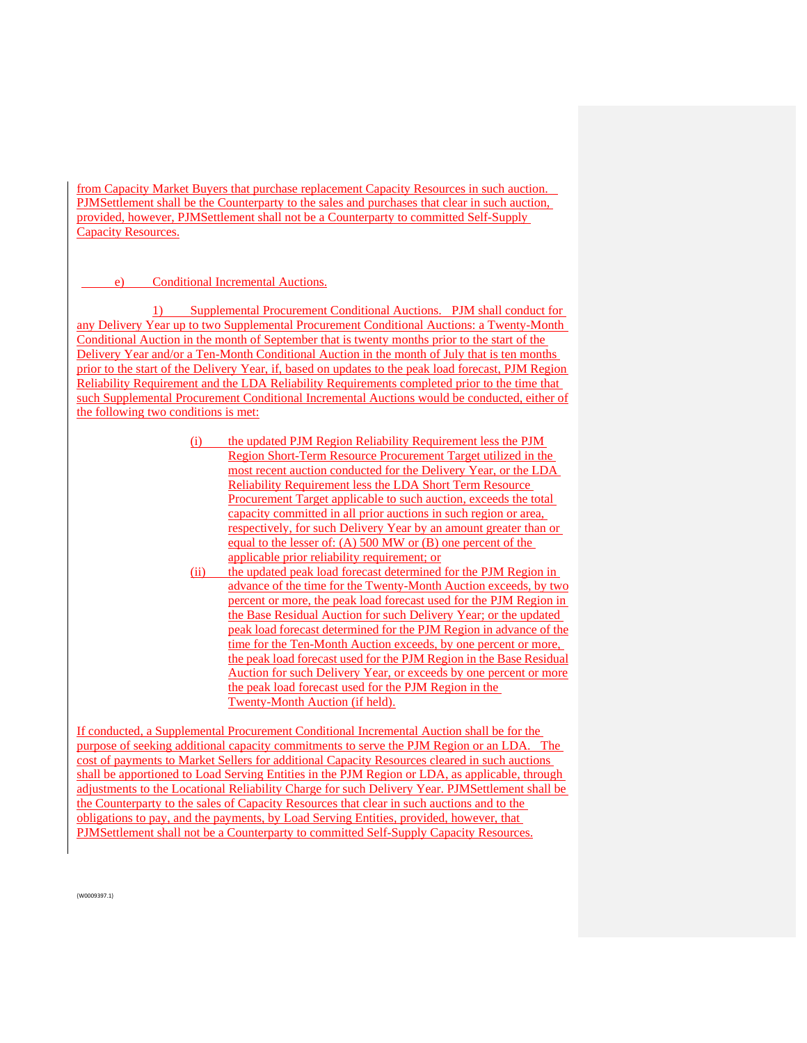from Capacity Market Buyers that purchase replacement Capacity Resources in such auction. PJMSettlement shall be the Counterparty to the sales and purchases that clear in such auction, provided, however, PJMSettlement shall not be a Counterparty to committed Self-Supply Capacity Resources.

e) Conditional Incremental Auctions.

1) Supplemental Procurement Conditional Auctions. PJM shall conduct for any Delivery Year up to two Supplemental Procurement Conditional Auctions: a Twenty-Month Conditional Auction in the month of September that is twenty months prior to the start of the Delivery Year and/or a Ten-Month Conditional Auction in the month of July that is ten months prior to the start of the Delivery Year, if, based on updates to the peak load forecast, PJM Region Reliability Requirement and the LDA Reliability Requirements completed prior to the time that such Supplemental Procurement Conditional Incremental Auctions would be conducted, either of the following two conditions is met:

(i) the updated PJM Region Reliability Requirement less the PJM Region Short-Term Resource Procurement Target utilized in the most recent auction conducted for the Delivery Year, or the LDA Reliability Requirement less the LDA Short Term Resource Procurement Target applicable to such auction, exceeds the total capacity committed in all prior auctions in such region or area, respectively, for such Delivery Year by an amount greater than or equal to the lesser of: (A) 500 MW or (B) one percent of the applicable prior reliability requirement; or

(ii) the updated peak load forecast determined for the PJM Region in advance of the time for the Twenty-Month Auction exceeds, by two percent or more, the peak load forecast used for the PJM Region in the Base Residual Auction for such Delivery Year; or the updated peak load forecast determined for the PJM Region in advance of the time for the Ten-Month Auction exceeds, by one percent or more, the peak load forecast used for the PJM Region in the Base Residual Auction for such Delivery Year, or exceeds by one percent or more the peak load forecast used for the PJM Region in the Twenty-Month Auction (if held).

If conducted, a Supplemental Procurement Conditional Incremental Auction shall be for the purpose of seeking additional capacity commitments to serve the PJM Region or an LDA. The cost of payments to Market Sellers for additional Capacity Resources cleared in such auctions shall be apportioned to Load Serving Entities in the PJM Region or LDA, as applicable, through adjustments to the Locational Reliability Charge for such Delivery Year. PJMSettlement shall be the Counterparty to the sales of Capacity Resources that clear in such auctions and to the obligations to pay, and the payments, by Load Serving Entities, provided, however, that PJMSettlement shall not be a Counterparty to committed Self-Supply Capacity Resources.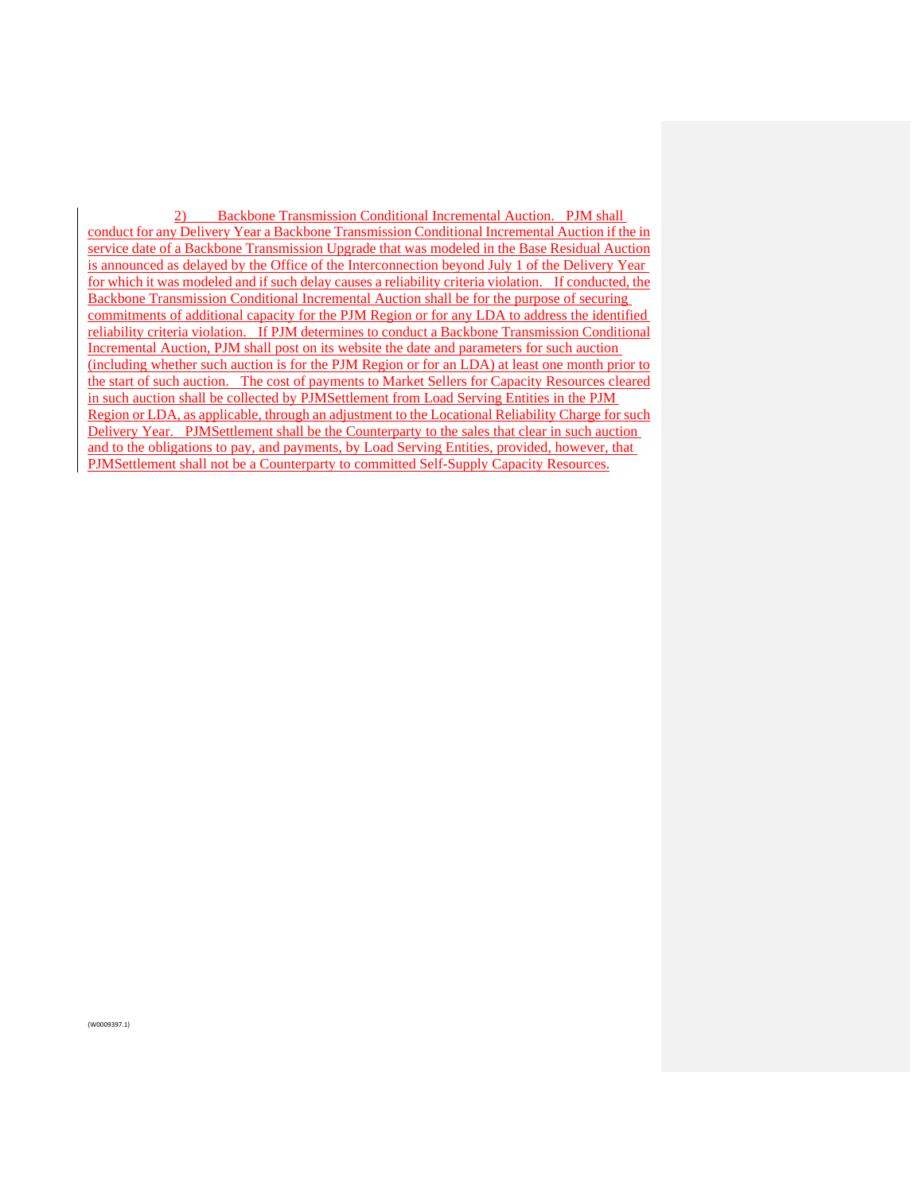2) Backbone Transmission Conditional Incremental Auction. PJM shall conduct for any Delivery Year a Backbone Transmission Conditional Incremental Auction if the in service date of a Backbone Transmission Upgrade that was modeled in the Base Residual Auction is announced as delayed by the Office of the Interconnection beyond July 1 of the Delivery Year for which it was modeled and if such delay causes a reliability criteria violation. If conducted, the Backbone Transmission Conditional Incremental Auction shall be for the purpose of securing commitments of additional capacity for the PJM Region or for any LDA to address the identified reliability criteria violation. If PJM determines to conduct a Backbone Transmission Conditional Incremental Auction, PJM shall post on its website the date and parameters for such auction (including whether such auction is for the PJM Region or for an LDA) at least one month prior to the start of such auction. The cost of payments to Market Sellers for Capacity Resources cleared in such auction shall be collected by PJMSettlement from Load Serving Entities in the PJM Region or LDA, as applicable, through an adjustment to the Locational Reliability Charge for such Delivery Year. PJMSettlement shall be the Counterparty to the sales that clear in such auction and to the obligations to pay, and payments, by Load Serving Entities, provided, however, that PJMSettlement shall not be a Counterparty to committed Self-Supply Capacity Resources.